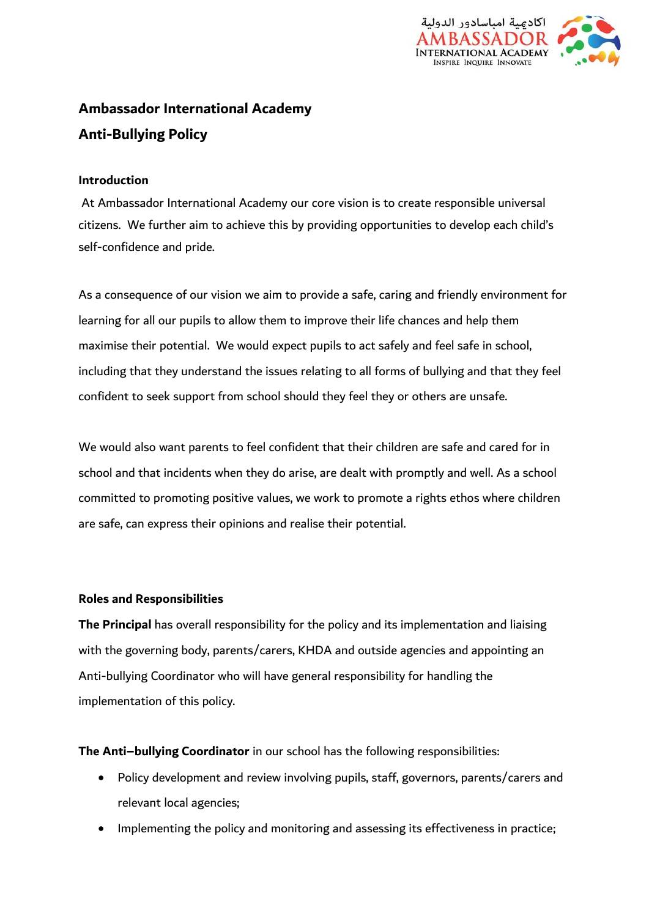# Ambassador International Academy

## Anti-Bullying Policy

### Introduction

At Ambassador International Academy our core vision is to create responsible universal citizens. We further aim to achieve this by providing opportunities to develop each child's self-confidence and pride.

As a consequence of our vision we aim to provide a safe, caring and friendly environment for learning for all our pupils to allow them to improve their life chances and help them maximise their potential. We would expect pupils to act safely and feel safe in school, including that they understand the issues relating to all forms of bullying and that they feel confident to seek support from school should they feel they or others are unsafe.

We would also want parents to feel confident that their children are safe and cared for in school and that incidents when they do arise, are dealt with promptly and well. As a school committed to promoting positive values, we work to promote a rights ethos where children are safe, can express their opinions and realise their potential.

### Roles and Responsibilities

**The Principal** has overall responsibility for the policy and its implementation and liaising with the governing body, parents/carers, KHDA and outside agencies and appointing an Anti-bullying Coordinator who will have general responsibility for handling the implementation of this policy.

**The Anti–bullying Coordinator** in our school has the following responsibilities:

- Policy development and review involving pupils, staff, governors, parents/carers and relevant local agencies;
- Implementing the policy and monitoring and assessing its effectiveness in practice;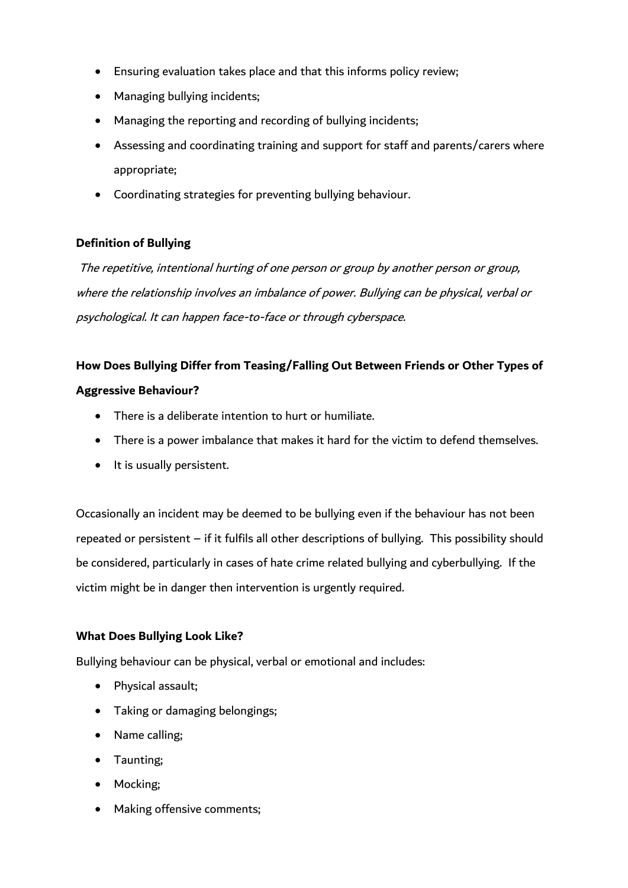- Ensuring evaluation takes place and that this informs policy review;
- Managing bullying incidents;
- Managing the reporting and recording of bullying incidents;
- Assessing and coordinating training and support for staff and parents/carers where appropriate;
- Coordinating strategies for preventing bullying behaviour.

**Definition of Bullying**

*The repetitive, intentional hurting of one person or group by another person or group, where the relationship involves an imbalance of power. Bullying can be physical, verbal or psychological. It can happen face-to-face or through cyberspace.*

**How Does Bullying Differ from Teasing/Falling Out Between Friends or Other Types of Aggressive Behaviour?**

- There is a deliberate intention to hurt or humiliate.
- There is a power imbalance that makes it hard for the victim to defend themselves.
- It is usually persistent.

Occasionally an incident may be deemed to be bullying even if the behaviour has not been repeated or persistent – if it fulfils all other descriptions of bullying. This possibility should be considered, particularly in cases of hate crime related bullying and cyberbullying. If the victim might be in danger then intervention is urgently required.

**What Does Bullying Look Like?**

Bullying behaviour can be physical, verbal or emotional and includes:

- Physical assault;
- Taking or damaging belongings;
- Name calling;
- Taunting;
- Mocking;
- Making offensive comments;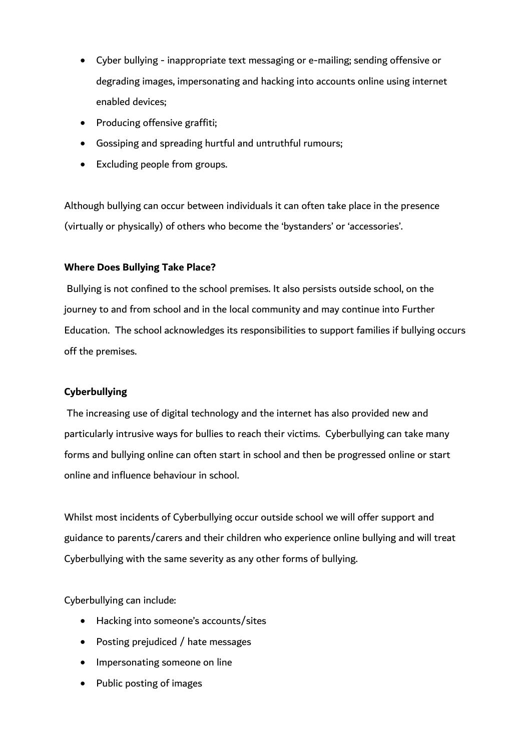- Cyber bullying - inappropriate text messaging or e-mailing; sending offensive or degrading images, impersonating and hacking into accounts online using internet enabled devices;
- Producing offensive graffiti;
- Gossiping and spreading hurtful and untruthful rumours;
- Excluding people from groups.

Although bullying can occur between individuals it can often take place in the presence (virtually or physically) of others who become the 'bystanders' or 'accessories'.

**Where Does Bullying Take Place?**

Bullying is not confined to the school premises. It also persists outside school, on the journey to and from school and in the local community and may continue into Further Education. The school acknowledges its responsibilities to support families if bullying occurs off the premises.

**Cyberbullying**

The increasing use of digital technology and the internet has also provided new and particularly intrusive ways for bullies to reach their victims. Cyberbullying can take many forms and bullying online can often start in school and then be progressed online or start online and influence behaviour in school.

Whilst most incidents of Cyberbullying occur outside school we will offer support and guidance to parents/carers and their children who experience online bullying and will treat Cyberbullying with the same severity as any other forms of bullying.

Cyberbullying can include:

- Hacking into someone's accounts/sites
- Posting prejudiced / hate messages
- Impersonating someone on line
- Public posting of images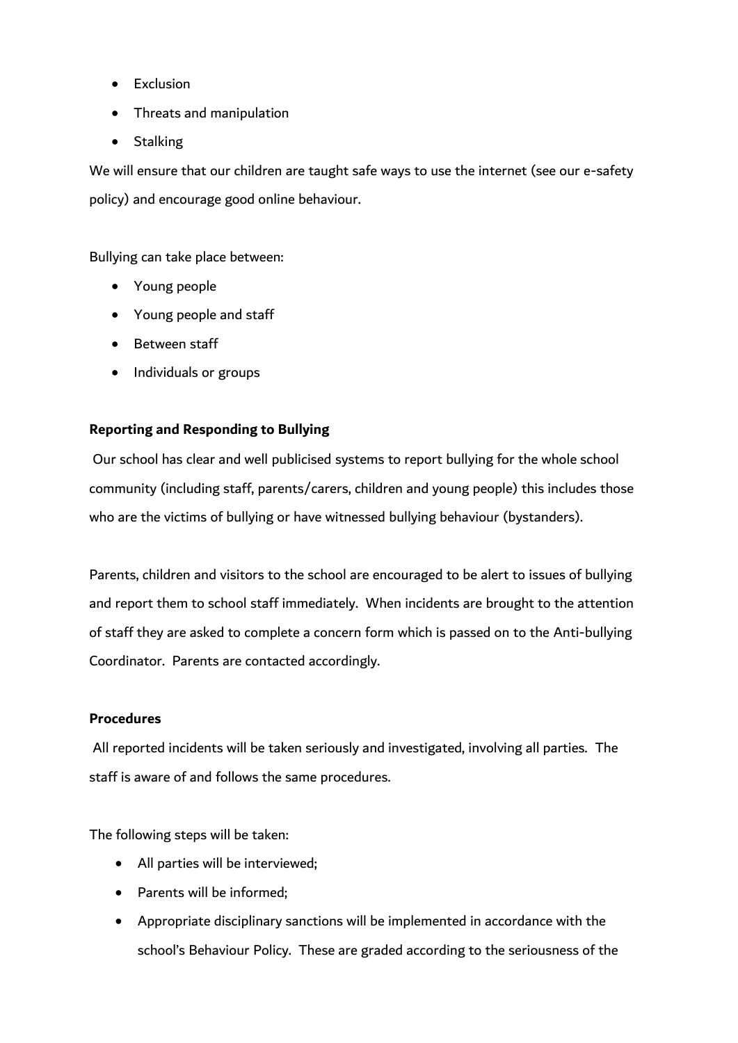- Exclusion
- Threats and manipulation
- Stalking

We will ensure that our children are taught safe ways to use the internet (see our e-safety policy) and encourage good online behaviour.

Bullying can take place between:

- Young people
- Young people and staff
- Between staff
- Individuals or groups

**Reporting and Responding to Bullying**

Our school has clear and well publicised systems to report bullying for the whole school community (including staff, parents/carers, children and young people) this includes those who are the victims of bullying or have witnessed bullying behaviour (bystanders).

Parents, children and visitors to the school are encouraged to be alert to issues of bullying and report them to school staff immediately. When incidents are brought to the attention of staff they are asked to complete a concern form which is passed on to the Anti-bullying Coordinator. Parents are contacted accordingly.

**Procedures**

All reported incidents will be taken seriously and investigated, involving all parties. The staff is aware of and follows the same procedures.

The following steps will be taken:

- All parties will be interviewed;
- Parents will be informed;
- Appropriate disciplinary sanctions will be implemented in accordance with the school's Behaviour Policy. These are graded according to the seriousness of the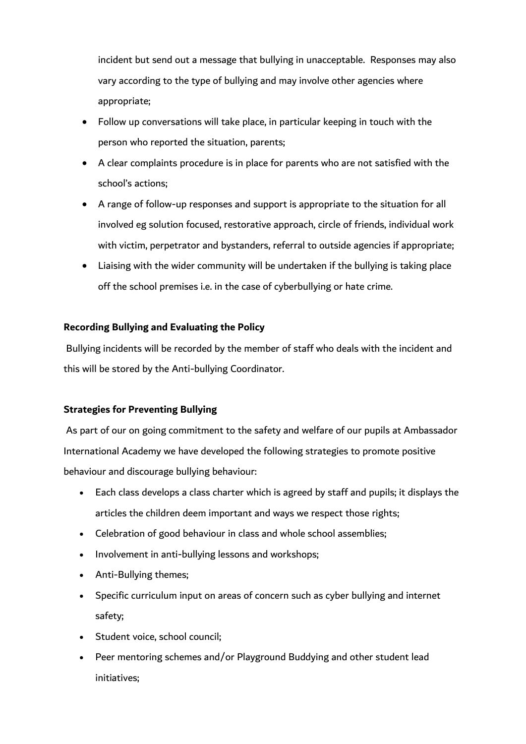incident but send out a message that bullying in unacceptable. Responses may also vary according to the type of bullying and may involve other agencies where appropriate;

- Follow up conversations will take place, in particular keeping in touch with the person who reported the situation, parents;
- A clear complaints procedure is in place for parents who are not satisfied with the school's actions;
- A range of follow-up responses and support is appropriate to the situation for all involved eg solution focused, restorative approach, circle of friends, individual work with victim, perpetrator and bystanders, referral to outside agencies if appropriate;
- Liaising with the wider community will be undertaken if the bullying is taking place off the school premises i.e. in the case of cyberbullying or hate crime.

**Recording Bullying and Evaluating the Policy**

Bullying incidents will be recorded by the member of staff who deals with the incident and this will be stored by the Anti-bullying Coordinator.

**Strategies for Preventing Bullying**

As part of our on going commitment to the safety and welfare of our pupils at Ambassador International Academy we have developed the following strategies to promote positive behaviour and discourage bullying behaviour:

- Each class develops a class charter which is agreed by staff and pupils; it displays the articles the children deem important and ways we respect those rights;
- Celebration of good behaviour in class and whole school assemblies;
- Involvement in anti-bullying lessons and workshops;
- Anti-Bullying themes;
- Specific curriculum input on areas of concern such as cyber bullying and internet safety;
- Student voice, school council;
- Peer mentoring schemes and/or Playground Buddying and other student lead initiatives;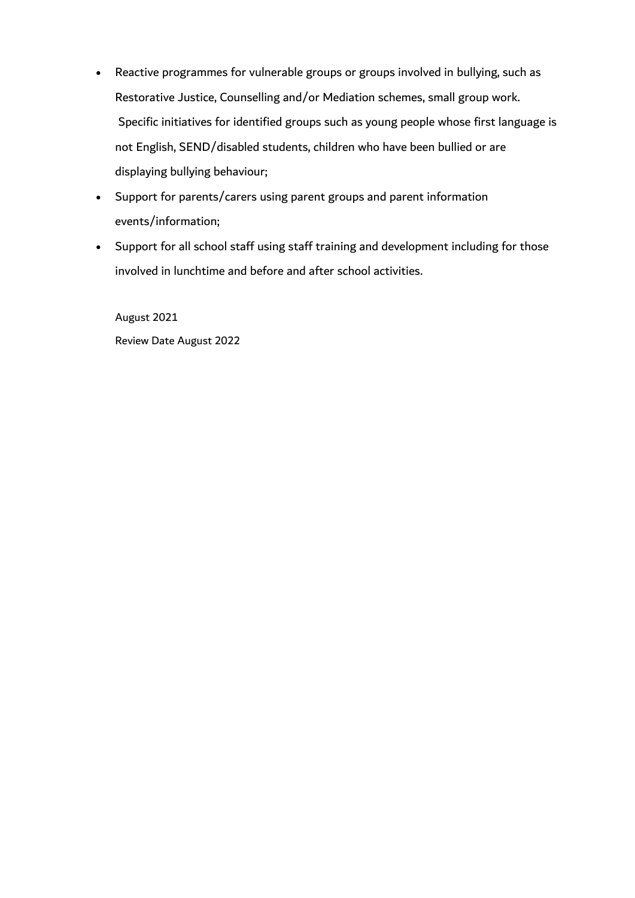- Reactive programmes for vulnerable groups or groups involved in bullying, such as Restorative Justice, Counselling and/or Mediation schemes, small group work. Specific initiatives for identified groups such as young people whose first language is not English, SEND/disabled students, children who have been bullied or are displaying bullying behaviour;
- Support for parents/carers using parent groups and parent information events/information;
- Support for all school staff using staff training and development including for those involved in lunchtime and before and after school activities.

August 2021

Review Date August 2022